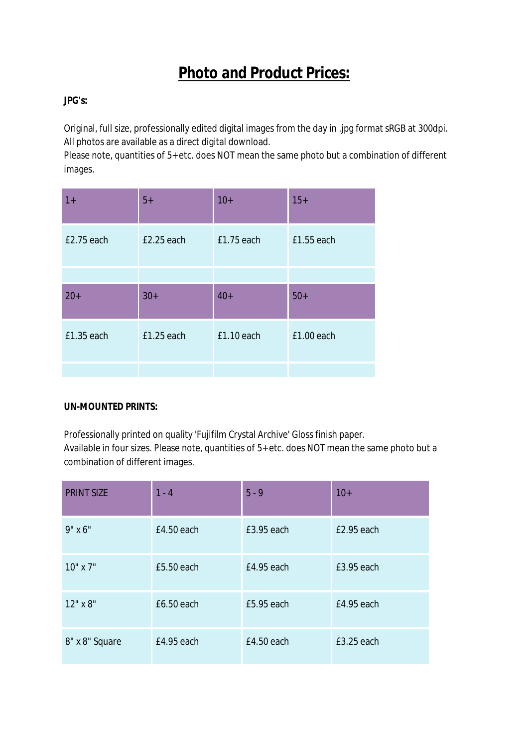# Photo and Product Prices:

**JPG's:**

Original, full size, professionally edited digital images from the day in .jpg format sRGB at 300dpi.
All photos are available as a direct digital download.
Please note, quantities of 5+etc. does NOT mean the same photo but a combination of different images.

| 1+ | 5+ | 10+ | 15+ |
|---|---|---|---|
| £2.75 each | £2.25 each | £1.75 each | £1.55 each |
| | | | |
| **20+** | **30+** | **40+** | **50+** |
| £1.35 each | £1.25 each | £1.10 each | £1.00 each |
| | | | |

**UN-MOUNTED PRINTS:**

Professionally printed on quality 'Fujifilm Crystal Archive' Gloss finish paper.
Available in four sizes. Please note, quantities of 5+etc. does NOT mean the same photo but a combination of different images.

| PRINT SIZE | 1 - 4 | 5 - 9 | 10+ |
|---|---|---|---|
| 9" x 6" | £4.50 each | £3.95 each | £2.95 each |
| 10" x 7" | £5.50 each | £4.95 each | £3.95 each |
| 12" x 8" | £6.50 each | £5.95 each | £4.95 each |
| 8" x 8" Square | £4.95 each | £4.50 each | £3.25 each |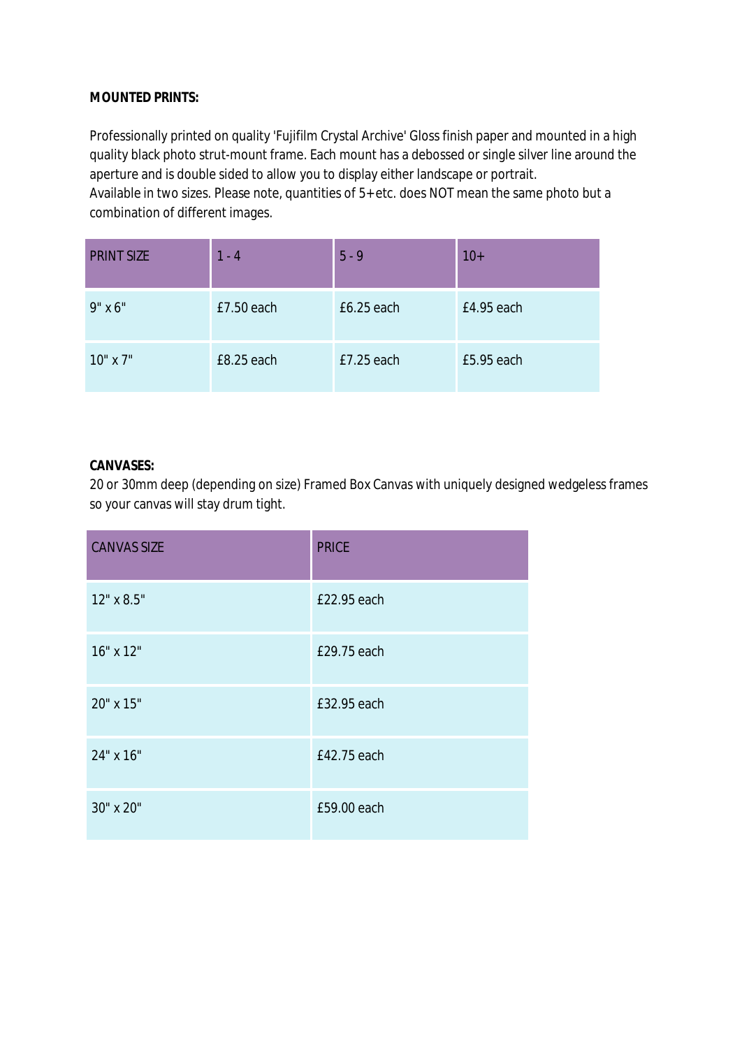**MOUNTED PRINTS:**

Professionally printed on quality 'Fujifilm Crystal Archive' Gloss finish paper and mounted in a high quality black photo strut-mount frame. Each mount has a debossed or single silver line around the aperture and is double sided to allow you to display either landscape or portrait.
Available in two sizes. Please note, quantities of 5+etc. does NOT mean the same photo but a combination of different images.

| PRINT SIZE | 1 - 4 | 5 - 9 | 10+ |
|---|---|---|---|
| 9" x 6" | £7.50 each | £6.25 each | £4.95 each |
| 10" x 7" | £8.25 each | £7.25 each | £5.95 each |

**CANVASES:**
20 or 30mm deep (depending on size) Framed Box Canvas with uniquely designed wedgeless frames so your canvas will stay drum tight.

| CANVAS SIZE | PRICE |
|---|---|
| 12" x 8.5" | £22.95 each |
| 16" x 12" | £29.75 each |
| 20" x 15" | £32.95 each |
| 24" x 16" | £42.75 each |
| 30" x 20" | £59.00 each |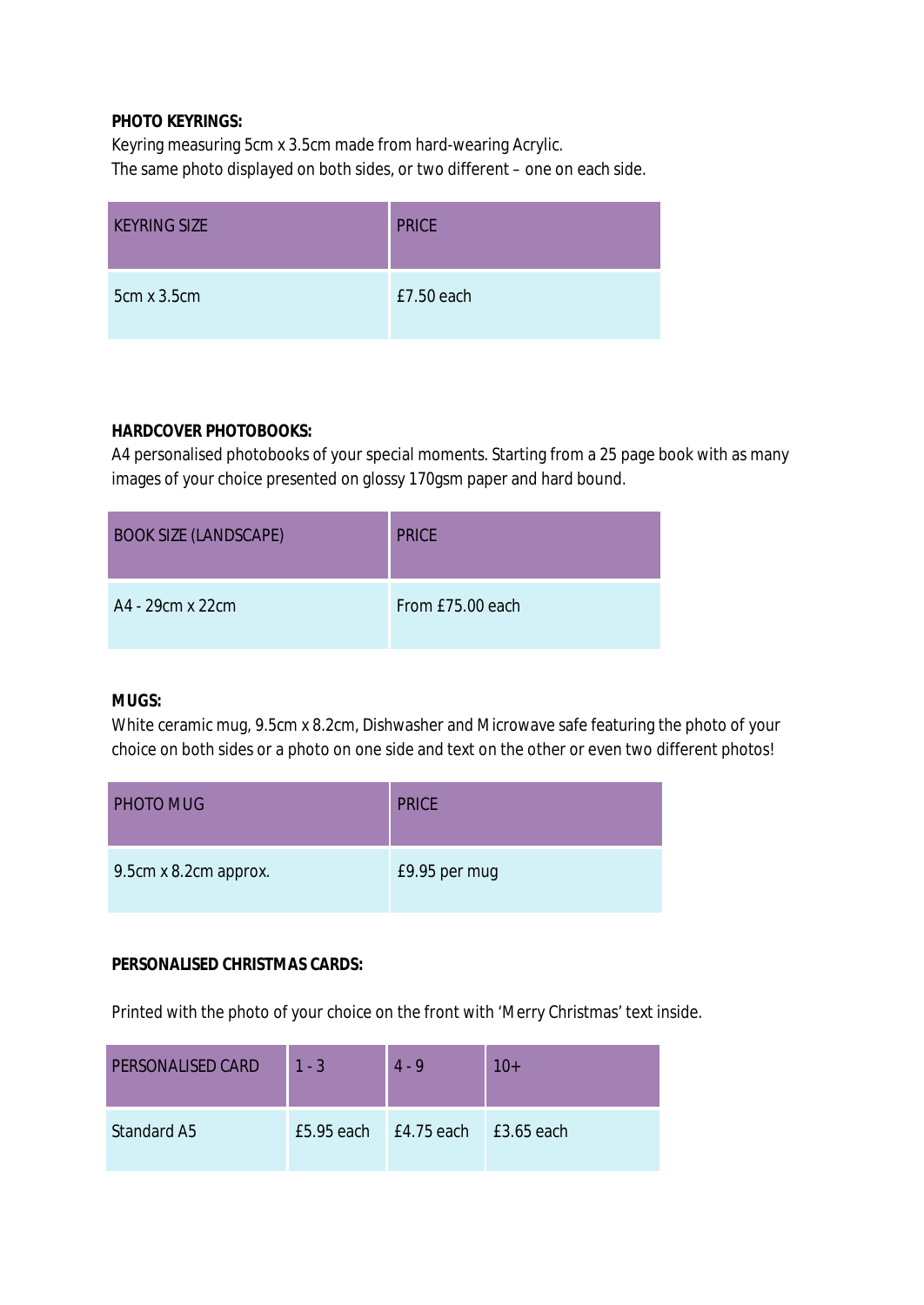**PHOTO KEYRINGS:**

Keyring measuring 5cm x 3.5cm made from hard-wearing Acrylic.
The same photo displayed on both sides, or two different – one on each side.

| KEYRING SIZE | PRICE |
|---|---|
| 5cm x 3.5cm | £7.50 each |

**HARDCOVER PHOTOBOOKS:**

A4 personalised photobooks of your special moments. Starting from a 25 page book with as many images of your choice presented on glossy 170gsm paper and hard bound.

| BOOK SIZE (LANDSCAPE) | PRICE |
|---|---|
| A4 - 29cm x 22cm | From £75.00 each |

**MUGS:**

White ceramic mug, 9.5cm x 8.2cm, Dishwasher and Microwave safe featuring the photo of your choice on both sides or a photo on one side and text on the other or even two different photos!

| PHOTO MUG | PRICE |
|---|---|
| 9.5cm x 8.2cm approx. | £9.95 per mug |

**PERSONALISED CHRISTMAS CARDS:**

Printed with the photo of your choice on the front with 'Merry Christmas' text inside.

| PERSONALISED CARD | 1 - 3 | 4 - 9 | 10+ |
|---|---|---|---|
| Standard A5 | £5.95 each | £4.75 each | £3.65 each |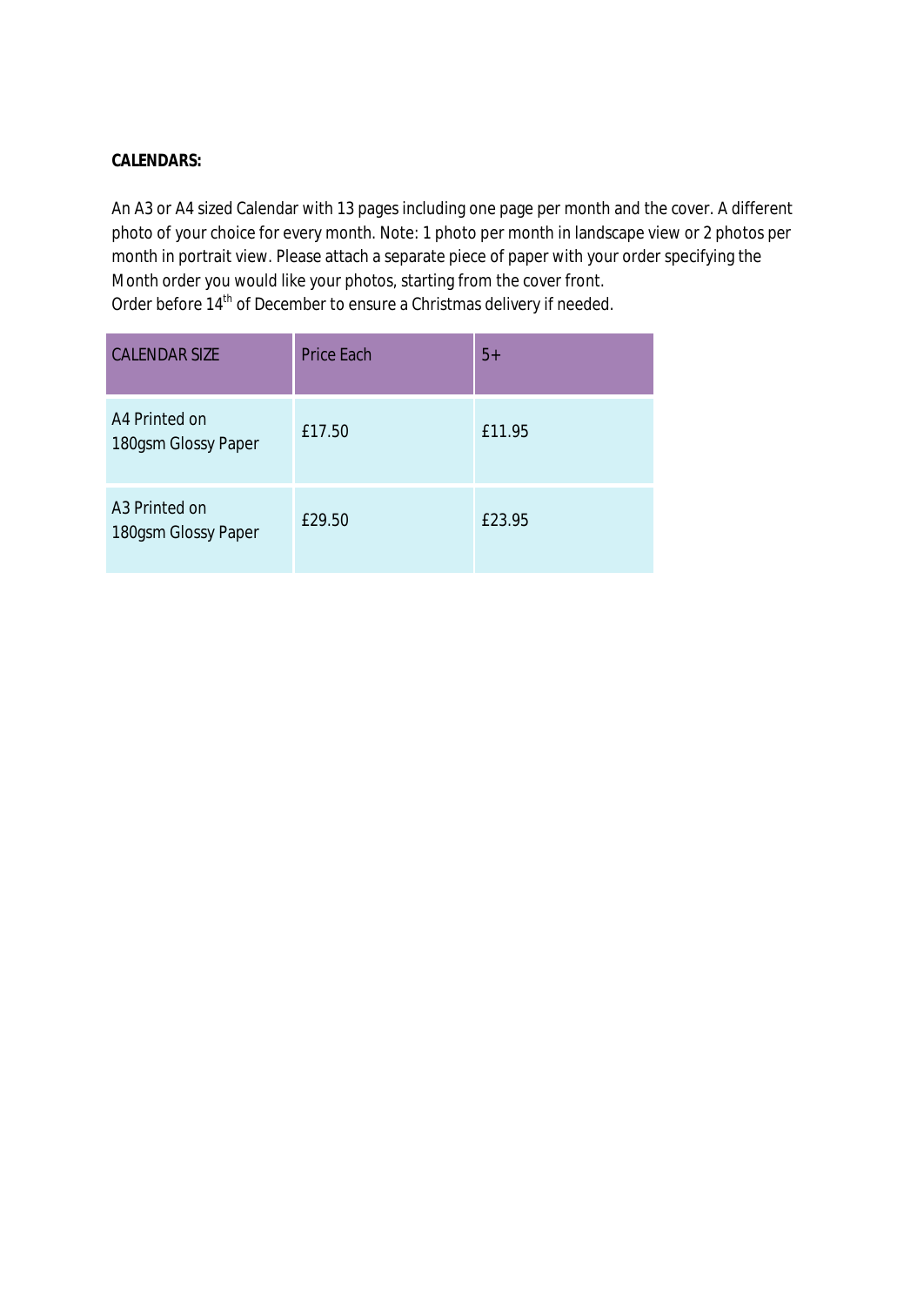**CALENDARS:**

An A3 or A4 sized Calendar with 13 pages including one page per month and the cover. A different photo of your choice for every month. Note: 1 photo per month in landscape view or 2 photos per month in portrait view. Please attach a separate piece of paper with your order specifying the Month order you would like your photos, starting from the cover front.
Order before 14th of December to ensure a Christmas delivery if needed.

| CALENDAR SIZE | Price Each | 5+ |
|---|---|---|
| A4 Printed on 180gsm Glossy Paper | £17.50 | £11.95 |
| A3 Printed on 180gsm Glossy Paper | £29.50 | £23.95 |